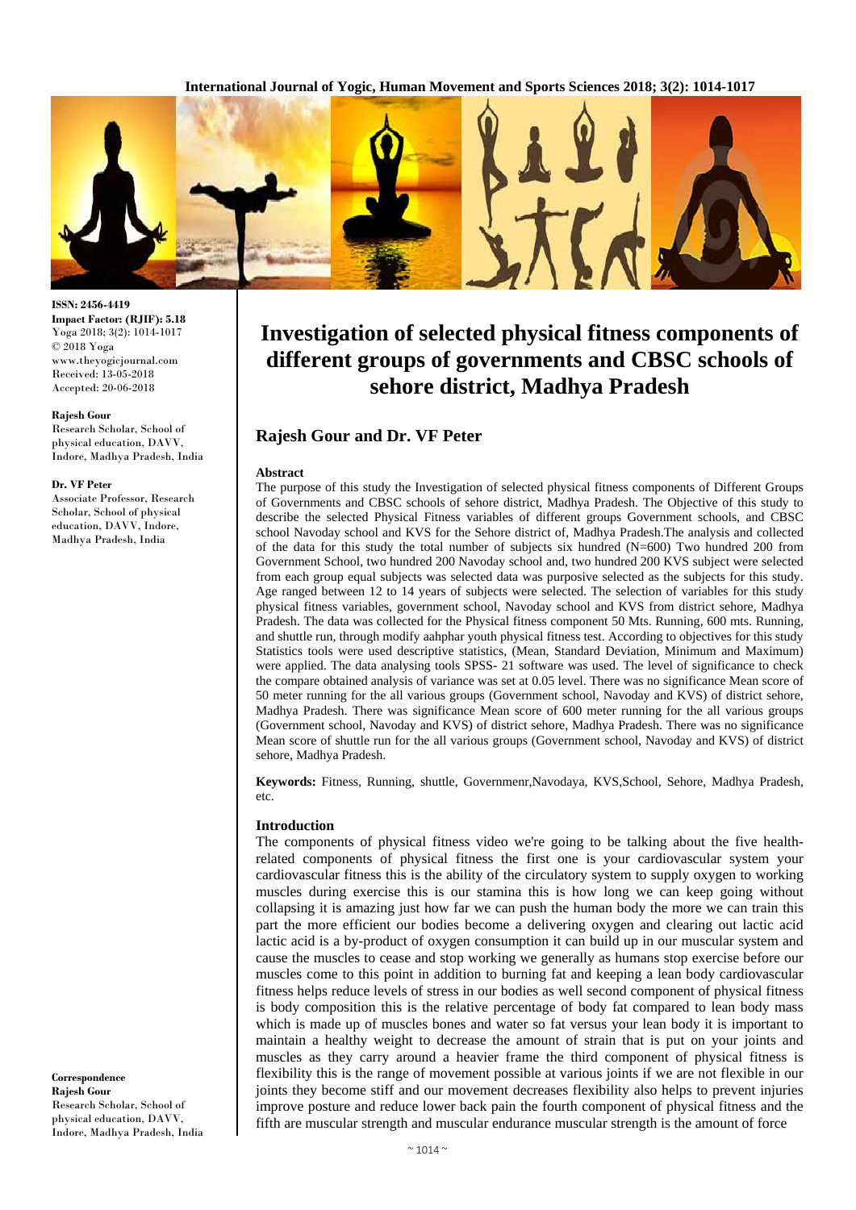**ISSN: 2456-4419**
**Impact Factor: (RJIF): 5.18**
Yoga 2018; 3(2): 1014-1017
© 2018 Yoga
www.theyogicjournal.com
Received: 13-05-2018
Accepted: 20-06-2018

**Rajesh Gour**
Research Scholar, School of physical education, DAVV, Indore, Madhya Pradesh, India

**Dr. VF Peter**
Associate Professor, Research Scholar, School of physical education, DAVV, Indore, Madhya Pradesh, India

**Correspondence**
**Rajesh Gour**
Research Scholar, School of physical education, DAVV, Indore, Madhya Pradesh, India

# Investigation of selected physical fitness components of different groups of governments and CBSC schools of sehore district, Madhya Pradesh

## Rajesh Gour and Dr. VF Peter

### Abstract

The purpose of this study the Investigation of selected physical fitness components of Different Groups of Governments and CBSC schools of sehore district, Madhya Pradesh. The Objective of this study to describe the selected Physical Fitness variables of different groups Government schools, and CBSC school Navoday school and KVS for the Sehore district of, Madhya Pradesh.The analysis and collected of the data for this study the total number of subjects six hundred (N=600) Two hundred 200 from Government School, two hundred 200 Navoday school and, two hundred 200 KVS subject were selected from each group equal subjects was selected data was purposive selected as the subjects for this study. Age ranged between 12 to 14 years of subjects were selected. The selection of variables for this study physical fitness variables, government school, Navoday school and KVS from district sehore, Madhya Pradesh. The data was collected for the Physical fitness component 50 Mts. Running, 600 mts. Running, and shuttle run, through modify aahphar youth physical fitness test. According to objectives for this study Statistics tools were used descriptive statistics, (Mean, Standard Deviation, Minimum and Maximum) were applied. The data analysing tools SPSS- 21 software was used. The level of significance to check the compare obtained analysis of variance was set at 0.05 level. There was no significance Mean score of 50 meter running for the all various groups (Government school, Navoday and KVS) of district sehore, Madhya Pradesh. There was significance Mean score of 600 meter running for the all various groups (Government school, Navoday and KVS) of district sehore, Madhya Pradesh. There was no significance Mean score of shuttle run for the all various groups (Government school, Navoday and KVS) of district sehore, Madhya Pradesh.

**Keywords:** Fitness, Running, shuttle, Governmenr,Navodaya, KVS,School, Sehore, Madhya Pradesh, etc.

### Introduction

The components of physical fitness video we're going to be talking about the five health-related components of physical fitness the first one is your cardiovascular system your cardiovascular fitness this is the ability of the circulatory system to supply oxygen to working muscles during exercise this is our stamina this is how long we can keep going without collapsing it is amazing just how far we can push the human body the more we can train this part the more efficient our bodies become a delivering oxygen and clearing out lactic acid lactic acid is a by-product of oxygen consumption it can build up in our muscular system and cause the muscles to cease and stop working we generally as humans stop exercise before our muscles come to this point in addition to burning fat and keeping a lean body cardiovascular fitness helps reduce levels of stress in our bodies as well second component of physical fitness is body composition this is the relative percentage of body fat compared to lean body mass which is made up of muscles bones and water so fat versus your lean body it is important to maintain a healthy weight to decrease the amount of strain that is put on your joints and muscles as they carry around a heavier frame the third component of physical fitness is flexibility this is the range of movement possible at various joints if we are not flexible in our joints they become stiff and our movement decreases flexibility also helps to prevent injuries improve posture and reduce lower back pain the fourth component of physical fitness and the fifth are muscular strength and muscular endurance muscular strength is the amount of force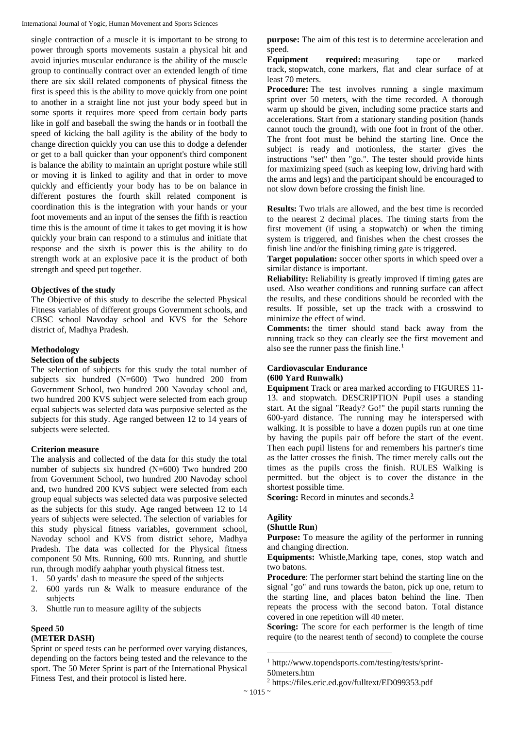single contraction of a muscle it is important to be strong to power through sports movements sustain a physical hit and avoid injuries muscular endurance is the ability of the muscle group to continually contract over an extended length of time there are six skill related components of physical fitness the first is speed this is the ability to move quickly from one point to another in a straight line not just your body speed but in some sports it requires more speed from certain body parts like in golf and baseball the swing the hands or in football the speed of kicking the ball agility is the ability of the body to change direction quickly you can use this to dodge a defender or get to a ball quicker than your opponent's third component is balance the ability to maintain an upright posture while still or moving it is linked to agility and that in order to move quickly and efficiently your body has to be on balance in different postures the fourth skill related component is coordination this is the integration with your hands or your foot movements and an input of the senses the fifth is reaction time this is the amount of time it takes to get moving it is how quickly your brain can respond to a stimulus and initiate that response and the sixth is power this is the ability to do strength work at an explosive pace it is the product of both strength and speed put together.

### Objectives of the study

The Objective of this study to describe the selected Physical Fitness variables of different groups Government schools, and CBSC school Navoday school and KVS for the Sehore district of, Madhya Pradesh.

### Methodology

#### Selection of the subjects

The selection of subjects for this study the total number of subjects six hundred (N=600) Two hundred 200 from Government School, two hundred 200 Navoday school and, two hundred 200 KVS subject were selected from each group equal subjects was selected data was purposive selected as the subjects for this study. Age ranged between 12 to 14 years of subjects were selected.

#### Criterion measure

The analysis and collected of the data for this study the total number of subjects six hundred (N=600) Two hundred 200 from Government School, two hundred 200 Navoday school and, two hundred 200 KVS subject were selected from each group equal subjects was selected data was purposive selected as the subjects for this study. Age ranged between 12 to 14 years of subjects were selected. The selection of variables for this study physical fitness variables, government school, Navoday school and KVS from district sehore, Madhya Pradesh. The data was collected for the Physical fitness component 50 Mts. Running, 600 mts. Running, and shuttle run, through modify aahphar youth physical fitness test.

1. 50 yards' dash to measure the speed of the subjects
2. 600 yards run & Walk to measure endurance of the subjects
3. Shuttle run to measure agility of the subjects

#### Speed 50 (METER DASH)

Sprint or speed tests can be performed over varying distances, depending on the factors being tested and the relevance to the sport. The 50 Meter Sprint is part of the International Physical Fitness Test, and their protocol is listed here.

**purpose:** The aim of this test is to determine acceleration and speed.

**Equipment required:** measuring tape or marked track, stopwatch, cone markers, flat and clear surface of at least 70 meters.

**Procedure:** The test involves running a single maximum sprint over 50 meters, with the time recorded. A thorough warm up should be given, including some practice starts and accelerations. Start from a stationary standing position (hands cannot touch the ground), with one foot in front of the other. The front foot must be behind the starting line. Once the subject is ready and motionless, the starter gives the instructions "set" then "go.". The tester should provide hints for maximizing speed (such as keeping low, driving hard with the arms and legs) and the participant should be encouraged to not slow down before crossing the finish line.

**Results:** Two trials are allowed, and the best time is recorded to the nearest 2 decimal places. The timing starts from the first movement (if using a stopwatch) or when the timing system is triggered, and finishes when the chest crosses the finish line and/or the finishing timing gate is triggered.

**Target population:** soccer other sports in which speed over a similar distance is important.

**Reliability:** Reliability is greatly improved if timing gates are used. Also weather conditions and running surface can affect the results, and these conditions should be recorded with the results. If possible, set up the track with a crosswind to minimize the effect of wind.

**Comments:** the timer should stand back away from the running track so they can clearly see the first movement and also see the runner pass the finish line.[1]

#### Cardiovascular Endurance (600 Yard Runwalk)

**Equipment** Track or area marked according to FIGURES 11-13. and stopwatch. DESCRIPTION Pupil uses a standing start. At the signal "Ready? Go!" the pupil starts running the 600-yard distance. The running may he interspersed with walking. It is possible to have a dozen pupils run at one time by having the pupils pair off before the start of the event. Then each pupil listens for and remembers his partner's time as the latter crosses the finish. The timer merely calls out the times as the pupils cross the finish. RULES Walking is permitted. but the object is to cover the distance in the shortest possible time.

**Scoring:** Record in minutes and seconds.[2]

#### Agility (Shuttle Run)

**Purpose:** To measure the agility of the performer in running and changing direction.

**Equipments:** Whistle,Marking tape, cones, stop watch and two batons.

**Procedure**: The performer start behind the starting line on the signal "go" and runs towards the baton, pick up one, return to the starting line, and places baton behind the line. Then repeats the process with the second baton. Total distance covered in one repetition will 40 meter.

**Scoring:** The score for each performer is the length of time require (to the nearest tenth of second) to complete the course

---

[1] http://www.topendsports.com/testing/tests/sprint-50meters.htm

[2] https://files.eric.ed.gov/fulltext/ED099353.pdf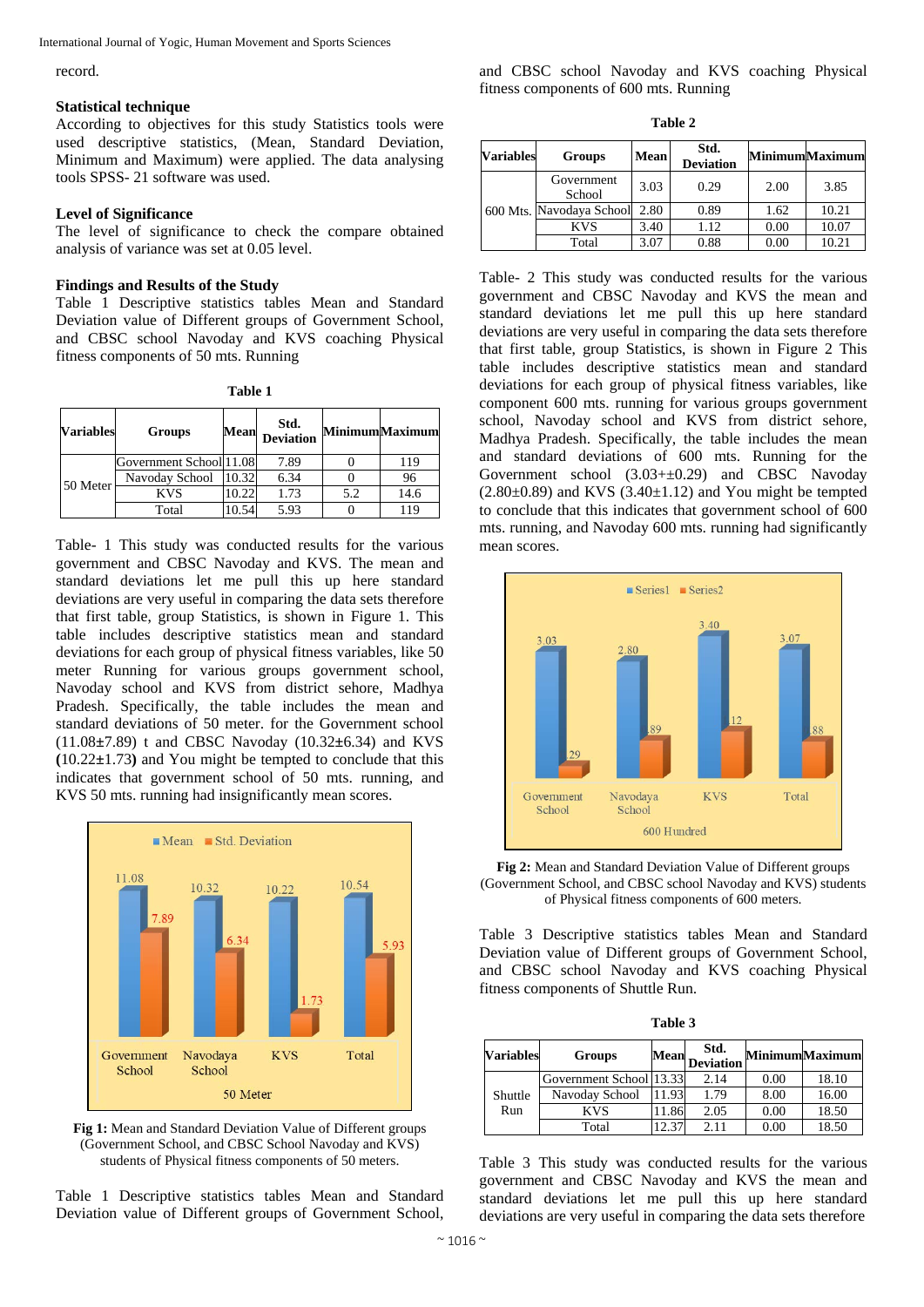record.

### Statistical technique

According to objectives for this study Statistics tools were used descriptive statistics, (Mean, Standard Deviation, Minimum and Maximum) were applied. The data analysing tools SPSS- 21 software was used.

### Level of Significance

The level of significance to check the compare obtained analysis of variance was set at 0.05 level.

### Findings and Results of the Study

Table 1 Descriptive statistics tables Mean and Standard Deviation value of Different groups of Government School, and CBSC school Navoday and KVS coaching Physical fitness components of 50 mts. Running

**Table 1**

| Variables | Groups | Mean | Std. Deviation | Minimum | Maximum |
|---|---|---|---|---|---|
| 50 Meter | Government School | 11.08 | 7.89 | 0 | 119 |
| | Navoday School | 10.32 | 6.34 | 0 | 96 |
| | KVS | 10.22 | 1.73 | 5.2 | 14.6 |
| | Total | 10.54 | 5.93 | 0 | 119 |

Table- 1 This study was conducted results for the various government and CBSC Navoday and KVS. The mean and standard deviations let me pull this up here standard deviations are very useful in comparing the data sets therefore that first table, group Statistics, is shown in Figure 1. This table includes descriptive statistics mean and standard deviations for each group of physical fitness variables, like 50 meter Running for various groups government school, Navoday school and KVS from district sehore, Madhya Pradesh. Specifically, the table includes the mean and standard deviations of 50 meter. for the Government school (11.08±7.89) t and CBSC Navoday (10.32±6.34) and KVS **(**10.22±1.73**)** and You might be tempted to conclude that this indicates that government school of 50 mts. running, and KVS 50 mts. running had insignificantly mean scores.

**Fig 1:** Mean and Standard Deviation Value of Different groups (Government School, and CBSC School Navoday and KVS) students of Physical fitness components of 50 meters.

Table 1 Descriptive statistics tables Mean and Standard Deviation value of Different groups of Government School, and CBSC school Navoday and KVS coaching Physical fitness components of 600 mts. Running

**Table 2**

| Variables | Groups | Mean | Std. Deviation | Minimum | Maximum |
|---|---|---|---|---|---|
| 600 Mts. | Government School | 3.03 | 0.29 | 2.00 | 3.85 |
| | Navodaya School | 2.80 | 0.89 | 1.62 | 10.21 |
| | KVS | 3.40 | 1.12 | 0.00 | 10.07 |
| | Total | 3.07 | 0.88 | 0.00 | 10.21 |

Table- 2 This study was conducted results for the various government and CBSC Navoday and KVS the mean and standard deviations let me pull this up here standard deviations are very useful in comparing the data sets therefore that first table, group Statistics, is shown in Figure 2 This table includes descriptive statistics mean and standard deviations for each group of physical fitness variables, like component 600 mts. running for various groups government school, Navoday school and KVS from district sehore, Madhya Pradesh. Specifically, the table includes the mean and standard deviations of 600 mts. Running for the Government school (3.03+±0.29) and CBSC Navoday (2.80±0.89) and KVS (3.40±1.12) and You might be tempted to conclude that this indicates that government school of 600 mts. running, and Navoday 600 mts. running had significantly mean scores.

**Fig 2:** Mean and Standard Deviation Value of Different groups (Government School, and CBSC school Navoday and KVS) students of Physical fitness components of 600 meters.

Table 3 Descriptive statistics tables Mean and Standard Deviation value of Different groups of Government School, and CBSC school Navoday and KVS coaching Physical fitness components of Shuttle Run.

**Table 3**

| Variables | Groups | Mean | Std. Deviation | Minimum | Maximum |
|---|---|---|---|---|---|
| Shuttle Run | Government School | 13.33 | 2.14 | 0.00 | 18.10 |
| | Navoday School | 11.93 | 1.79 | 8.00 | 16.00 |
| | KVS | 11.86 | 2.05 | 0.00 | 18.50 |
| | Total | 12.37 | 2.11 | 0.00 | 18.50 |

Table 3 This study was conducted results for the various government and CBSC Navoday and KVS the mean and standard deviations let me pull this up here standard deviations are very useful in comparing the data sets therefore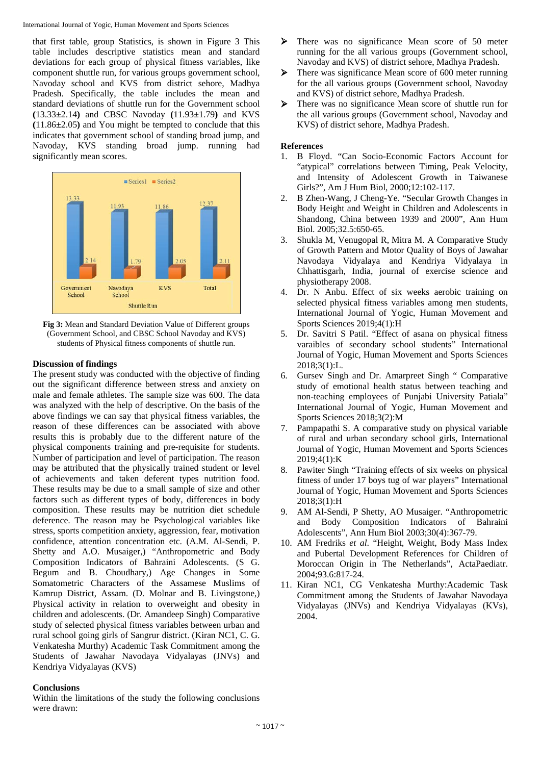that first table, group Statistics, is shown in Figure 3 This table includes descriptive statistics mean and standard deviations for each group of physical fitness variables, like component shuttle run, for various groups government school, Navoday school and KVS from district sehore, Madhya Pradesh. Specifically, the table includes the mean and standard deviations of shuttle run for the Government school **(**13.33±2.14**)** and CBSC Navoday **(**11.93±1.79**)** and KVS **(**11.86±2.05**)** and You might be tempted to conclude that this indicates that government school of standing broad jump, and Navoday, KVS standing broad jump. running had significantly mean scores.

Series1 Series2

13.33
2.14
11.93
1.79
11.86
2.05
12.37
2.11

Government School
Navodaya School
KVS
Total

Shuttle Run

**Fig 3:** Mean and Standard Deviation Value of Different groups (Government School, and CBSC School Navoday and KVS) students of Physical fitness components of shuttle run.

**Discussion of findings**

The present study was conducted with the objective of finding out the significant difference between stress and anxiety on male and female athletes. The sample size was 600. The data was analyzed with the help of descriptive. On the basis of the above findings we can say that physical fitness variables, the reason of these differences can be associated with above results this is probably due to the different nature of the physical components training and pre-requisite for students. Number of participation and level of participation. The reason may be attributed that the physically trained student or level of achievements and taken deferent types nutrition food. These results may be due to a small sample of size and other factors such as different types of body, differences in body composition. These results may be nutrition diet schedule deference. The reason may be Psychological variables like stress, sports competition anxiety, aggression, fear, motivation confidence, attention concentration etc. (A.M. Al-Sendi, P. Shetty and A.O. Musaiger,) "Anthropometric and Body Composition Indicators of Bahraini Adolescents. (S G. Begum and B. Choudhary,) Age Changes in Some Somatometric Characters of the Assamese Muslims of Kamrup District, Assam. (D. Molnar and B. Livingstone,) Physical activity in relation to overweight and obesity in children and adolescents. (Dr. Amandeep Singh) Comparative study of selected physical fitness variables between urban and rural school going girls of Sangrur district. (Kiran NC1, C. G. Venkatesha Murthy) Academic Task Commitment among the Students of Jawahar Navodaya Vidyalayas (JNVs) and Kendriya Vidyalayas (KVS)

**Conclusions**

Within the limitations of the study the following conclusions were drawn:

- There was no significance Mean score of 50 meter running for the all various groups (Government school, Navoday and KVS) of district sehore, Madhya Pradesh.
- There was significance Mean score of 600 meter running for the all various groups (Government school, Navoday and KVS) of district sehore, Madhya Pradesh.
- There was no significance Mean score of shuttle run for the all various groups (Government school, Navoday and KVS) of district sehore, Madhya Pradesh.

**References**

1. B Floyd. "Can Socio-Economic Factors Account for "atypical" correlations between Timing, Peak Velocity, and Intensity of Adolescent Growth in Taiwanese Girls?", Am J Hum Biol, 2000;12:102-117.
2. B Zhen-Wang, J Cheng-Ye. "Secular Growth Changes in Body Height and Weight in Children and Adolescents in Shandong, China between 1939 and 2000", Ann Hum Biol. 2005;32.5:650-65.
3. Shukla M, Venugopal R, Mitra M. A Comparative Study of Growth Pattern and Motor Quality of Boys of Jawahar Navodaya Vidyalaya and Kendriya Vidyalaya in Chhattisgarh, India, journal of exercise science and physiotherapy 2008.
4. Dr. N Anbu. Effect of six weeks aerobic training on selected physical fitness variables among men students, International Journal of Yogic, Human Movement and Sports Sciences 2019;4(1):H
5. Dr. Savitri S Patil. "Effect of asana on physical fitness varaibles of secondary school students" International Journal of Yogic, Human Movement and Sports Sciences 2018;3(1):L.
6. Gursev Singh and Dr. Amarpreet Singh " Comparative study of emotional health status between teaching and non-teaching employees of Punjabi University Patiala" International Journal of Yogic, Human Movement and Sports Sciences 2018;3(2):M
7. Pampapathi S. A comparative study on physical variable of rural and urban secondary school girls, International Journal of Yogic, Human Movement and Sports Sciences 2019;4(1):K
8. Pawiter Singh "Training effects of six weeks on physical fitness of under 17 boys tug of war players" International Journal of Yogic, Human Movement and Sports Sciences 2018;3(1):H
9. AM Al-Sendi, P Shetty, AO Musaiger. "Anthropometric and Body Composition Indicators of Bahraini Adolescents", Ann Hum Biol 2003;30(4):367-79.
10. AM Fredriks *et al.* "Height, Weight, Body Mass Index and Pubertal Development References for Children of Moroccan Origin in The Netherlands", ActaPaediatr. 2004;93.6:817-24.
11. Kiran NC1, CG Venkatesha Murthy:Academic Task Commitment among the Students of Jawahar Navodaya Vidyalayas (JNVs) and Kendriya Vidyalayas (KVs), 2004.